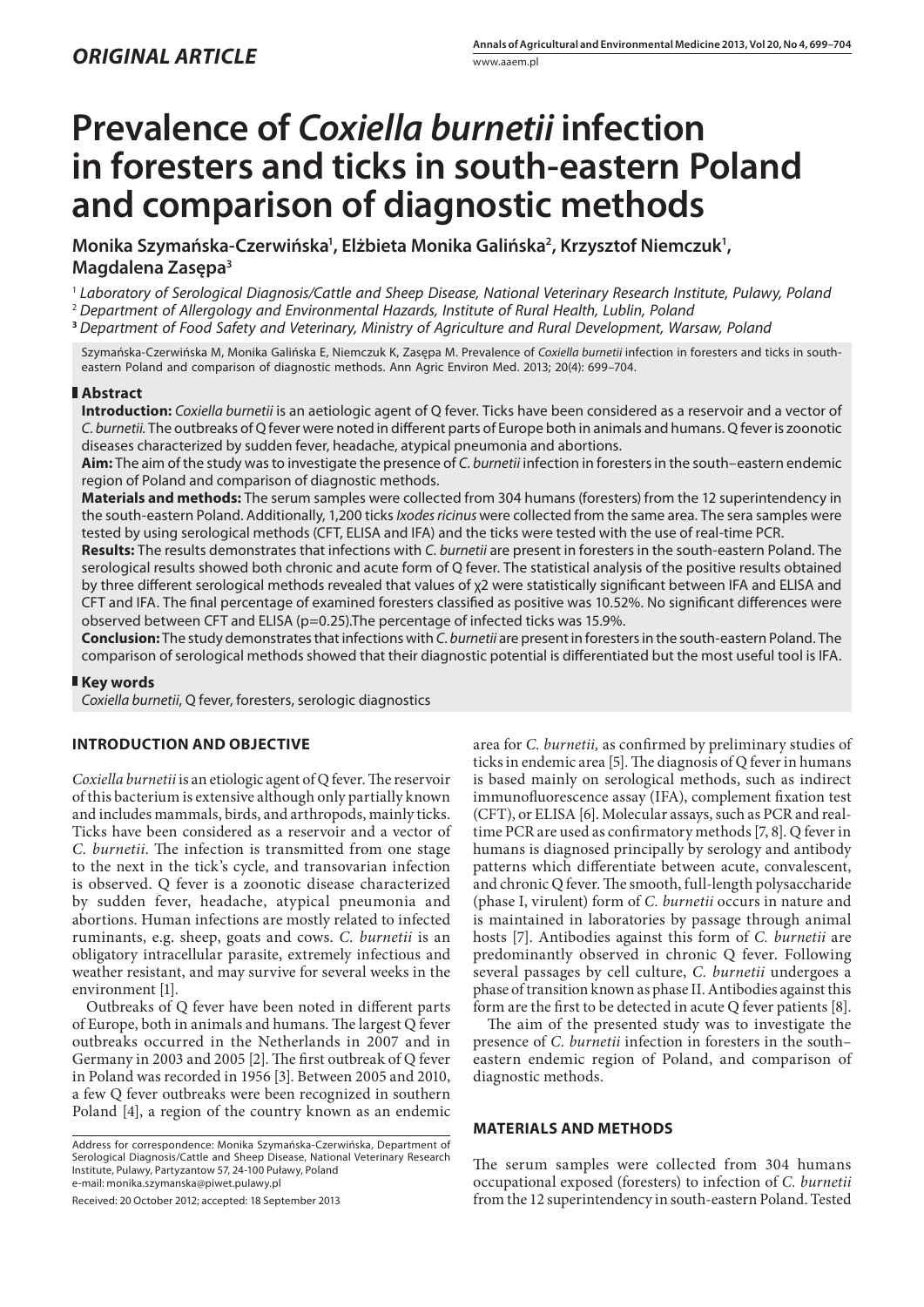*ORIGINAL ARTICLE*

# Prevalence of *Coxiella burnetii* infection in foresters and ticks in south-eastern Poland and comparison of diagnostic methods

**Monika Szymańska-Czerwińska[1], Elżbieta Monika Galińska[2], Krzysztof Niemczuk[1], Magdalena Zasępa[3]**

[1] *Laboratory of Serological Diagnosis/Cattle and Sheep Disease, National Veterinary Research Institute, Pulawy, Poland*
[2] *Department of Allergology and Environmental Hazards, Institute of Rural Health, Lublin, Poland*
[3] *Department of Food Safety and Veterinary, Ministry of Agriculture and Rural Development, Warsaw, Poland*

Szymańska-Czerwińska M, Monika Galińska E, Niemczuk K, Zasępa M. Prevalence of *Coxiella burnetii* infection in foresters and ticks in south-eastern Poland and comparison of diagnostic methods. Ann Agric Environ Med. 2013; 20(4): 699–704.

## Abstract

**Introduction:** *Coxiella burnetii* is an aetiologic agent of Q fever. Ticks have been considered as a reservoir and a vector of *C. burnetii*. The outbreaks of Q fever were noted in different parts of Europe both in animals and humans. Q fever is zoonotic diseases characterized by sudden fever, headache, atypical pneumonia and abortions.

**Aim:** The aim of the study was to investigate the presence of *C. burnetii* infection in foresters in the south–eastern endemic region of Poland and comparison of diagnostic methods.

**Materials and methods:** The serum samples were collected from 304 humans (foresters) from the 12 superintendency in the south-eastern Poland. Additionally, 1,200 ticks *Ixodes ricinus* were collected from the same area. The sera samples were tested by using serological methods (CFT, ELISA and IFA) and the ticks were tested with the use of real-time PCR.

**Results:** The results demonstrates that infections with *C. burnetii* are present in foresters in the south-eastern Poland. The serological results showed both chronic and acute form of Q fever. The statistical analysis of the positive results obtained by three different serological methods revealed that values of $\chi 2$ were statistically significant between IFA and ELISA and CFT and IFA. The final percentage of examined foresters classified as positive was 10.52%. No significant differences were observed between CFT and ELISA (p=0.25).The percentage of infected ticks was 15.9%.

**Conclusion:** The study demonstrates that infections with *C. burnetii* are present in foresters in the south-eastern Poland. The comparison of serological methods showed that their diagnostic potential is differentiated but the most useful tool is IFA.

## Key words

*Coxiella burnetii*, Q fever, foresters, serologic diagnostics

## INTRODUCTION AND OBJECTIVE

*Coxiella burnetii* is an etiologic agent of Q fever. The reservoir of this bacterium is extensive although only partially known and includes mammals, birds, and arthropods, mainly ticks. Ticks have been considered as a reservoir and a vector of *C. burnetii*. The infection is transmitted from one stage to the next in the tick's cycle, and transovarian infection is observed. Q fever is a zoonotic disease characterized by sudden fever, headache, atypical pneumonia and abortions. Human infections are mostly related to infected ruminants, e.g. sheep, goats and cows. *C. burnetii* is an obligatory intracellular parasite, extremely infectious and weather resistant, and may survive for several weeks in the environment [1].

Outbreaks of Q fever have been noted in different parts of Europe, both in animals and humans. The largest Q fever outbreaks occurred in the Netherlands in 2007 and in Germany in 2003 and 2005 [2]. The first outbreak of Q fever in Poland was recorded in 1956 [3]. Between 2005 and 2010, a few Q fever outbreaks were been recognized in southern Poland [4], a region of the country known as an endemic area for *C. burnetii*, as confirmed by preliminary studies of ticks in endemic area [5]. The diagnosis of Q fever in humans is based mainly on serological methods, such as indirect immunofluorescence assay (IFA), complement fixation test (CFT), or ELISA [6]. Molecular assays, such as PCR and real-time PCR are used as confirmatory methods [7, 8]. Q fever in humans is diagnosed principally by serology and antibody patterns which differentiate between acute, convalescent, and chronic Q fever. The smooth, full-length polysaccharide (phase I, virulent) form of *C. burnetii* occurs in nature and is maintained in laboratories by passage through animal hosts [7]. Antibodies against this form of *C. burnetii* are predominantly observed in chronic Q fever. Following several passages by cell culture, *C. burnetii* undergoes a phase of transition known as phase II. Antibodies against this form are the first to be detected in acute Q fever patients [8].

The aim of the presented study was to investigate the presence of *C. burnetii* infection in foresters in the south–eastern endemic region of Poland, and comparison of diagnostic methods.

## MATERIALS AND METHODS

The serum samples were collected from 304 humans occupational exposed (foresters) to infection of *C. burnetii* from the 12 superintendency in south-eastern Poland. Tested

Address for correspondence: Monika Szymańska-Czerwińska, Department of Serological Diagnosis/Cattle and Sheep Disease, National Veterinary Research Institute, Pulawy, Partyzantow 57, 24-100 Puławy, Poland
e-mail: monika.szymanska@piwet.pulawy.pl

Received: 20 October 2012; accepted: 18 September 2013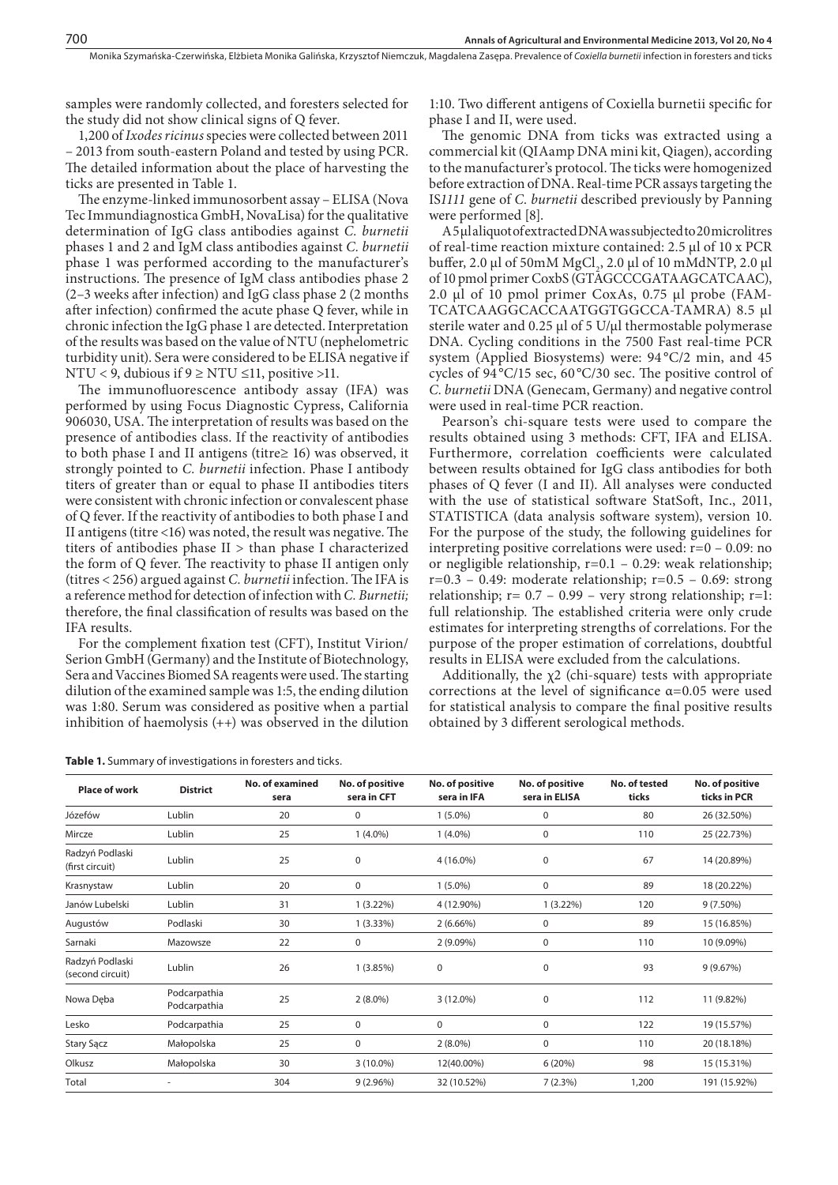samples were randomly collected, and foresters selected for the study did not show clinical signs of Q fever.

1,200 of *Ixodes ricinus* species were collected between 2011 – 2013 from south-eastern Poland and tested by using PCR. The detailed information about the place of harvesting the ticks are presented in Table 1.

The enzyme-linked immunosorbent assay – ELISA (Nova Tec Immundiagnostica GmbH, NovaLisa) for the qualitative determination of IgG class antibodies against *C. burnetii* phases 1 and 2 and IgM class antibodies against *C. burnetii* phase 1 was performed according to the manufacturer's instructions. The presence of IgM class antibodies phase 2 (2–3 weeks after infection) and IgG class phase 2 (2 months after infection) confirmed the acute phase Q fever, while in chronic infection the IgG phase 1 are detected. Interpretation of the results was based on the value of NTU (nephelometric turbidity unit). Sera were considered to be ELISA negative if NTU < 9, dubious if 9 ≥ NTU ≤11, positive >11.

The immunofluorescence antibody assay (IFA) was performed by using Focus Diagnostic Cypress, California 906030, USA. The interpretation of results was based on the presence of antibodies class. If the reactivity of antibodies to both phase I and II antigens (titre≥ 16) was observed, it strongly pointed to *C. burnetii* infection. Phase I antibody titers of greater than or equal to phase II antibodies titers were consistent with chronic infection or convalescent phase of Q fever. If the reactivity of antibodies to both phase I and II antigens (titre <16) was noted, the result was negative. The titers of antibodies phase II > than phase I characterized the form of Q fever. The reactivity to phase II antigen only (titres < 256) argued against *C. burnetii* infection. The IFA is a reference method for detection of infection with *C. Burnetii;* therefore, the final classification of results was based on the IFA results.

For the complement fixation test (CFT), Institut Virion/ Serion GmbH (Germany) and the Institute of Biotechnology, Sera and Vaccines Biomed SA reagents were used. The starting dilution of the examined sample was 1:5, the ending dilution was 1:80. Serum was considered as positive when a partial inhibition of haemolysis (++) was observed in the dilution 1:10. Two different antigens of Coxiella burnetii specific for phase I and II, were used.

The genomic DNA from ticks was extracted using a commercial kit (QIAamp DNA mini kit, Qiagen), according to the manufacturer's protocol. The ticks were homogenized before extraction of DNA. Real-time PCR assays targeting the IS*1111* gene of *C. burnetii* described previously by Panning were performed [8].

A 5 μl aliquot of extracted DNA was subjected to 20 microlitres of real-time reaction mixture contained: 2.5 μl of 10 x PCR buffer, 2.0 μl of 50mM $MgCl_2$, 2.0 μl of 10 mMdNTP, 2.0 μl of 10 pmol primer CoxbS (GTAGCCCGATAAGCATCAAC), 2.0 μl of 10 pmol primer CoxAs, 0.75 μl probe (FAM-TCATCAAGGCACCAATGGTGGCCA-TAMRA) 8.5 μl sterile water and 0.25 μl of 5 U/μl thermostable polymerase DNA. Cycling conditions in the 7500 Fast real-time PCR system (Applied Biosystems) were: 94 °C/2 min, and 45 cycles of 94 °C/15 sec, 60 °C/30 sec. The positive control of *C. burnetii* DNA (Genecam, Germany) and negative control were used in real-time PCR reaction.

Pearson's chi-square tests were used to compare the results obtained using 3 methods: CFT, IFA and ELISA. Furthermore, correlation coefficients were calculated between results obtained for IgG class antibodies for both phases of Q fever (I and II). All analyses were conducted with the use of statistical software StatSoft, Inc., 2011, STATISTICA (data analysis software system), version 10. For the purpose of the study, the following guidelines for interpreting positive correlations were used: r=0 – 0.09: no or negligible relationship, r=0.1 – 0.29: weak relationship; r=0.3 – 0.49: moderate relationship; r=0.5 – 0.69: strong relationship; r= 0.7 – 0.99 – very strong relationship; r=1: full relationship. The established criteria were only crude estimates for interpreting strengths of correlations. For the purpose of the proper estimation of correlations, doubtful results in ELISA were excluded from the calculations.

Additionally, the $\chi 2$ (chi-square) tests with appropriate corrections at the level of significance $\alpha$=0.05 were used for statistical analysis to compare the final positive results obtained by 3 different serological methods.

**Table 1.** Summary of investigations in foresters and ticks.

| Place of work | District | No. of examined sera | No. of positive sera in CFT | No. of positive sera in IFA | No. of positive sera in ELISA | No. of tested ticks | No. of positive ticks in PCR |
|---|---|---|---|---|---|---|---|
| Józefów | Lublin | 20 | 0 | 1 (5.0%) | 0 | 80 | 26 (32.50%) |
| Mircze | Lublin | 25 | 1 (4.0%) | 1 (4.0%) | 0 | 110 | 25 (22.73%) |
| Radzyń Podlaski (first circuit) | Lublin | 25 | 0 | 4 (16.0%) | 0 | 67 | 14 (20.89%) |
| Krasnystaw | Lublin | 20 | 0 | 1 (5.0%) | 0 | 89 | 18 (20.22%) |
| Janów Lubelski | Lublin | 31 | 1 (3.22%) | 4 (12.90%) | 1 (3.22%) | 120 | 9 (7.50%) |
| Augustów | Podlaski | 30 | 1 (3.33%) | 2 (6.66%) | 0 | 89 | 15 (16.85%) |
| Sarnaki | Mazowsze | 22 | 0 | 2 (9.09%) | 0 | 110 | 10 (9.09%) |
| Radzyń Podlaski (second circuit) | Lublin | 26 | 1 (3.85%) | 0 | 0 | 93 | 9 (9.67%) |
| Nowa Dęba | Podcarpathia Podcarpathia | 25 | 2 (8.0%) | 3 (12.0%) | 0 | 112 | 11 (9.82%) |
| Lesko | Podcarpathia | 25 | 0 | 0 | 0 | 122 | 19 (15.57%) |
| Stary Sącz | Małopolska | 25 | 0 | 2 (8.0%) | 0 | 110 | 20 (18.18%) |
| Olkusz | Małopolska | 30 | 3 (10.0%) | 12(40.00%) | 6 (20%) | 98 | 15 (15.31%) |
| Total | - | 304 | 9 (2.96%) | 32 (10.52%) | 7 (2.3%) | 1,200 | 191 (15.92%) |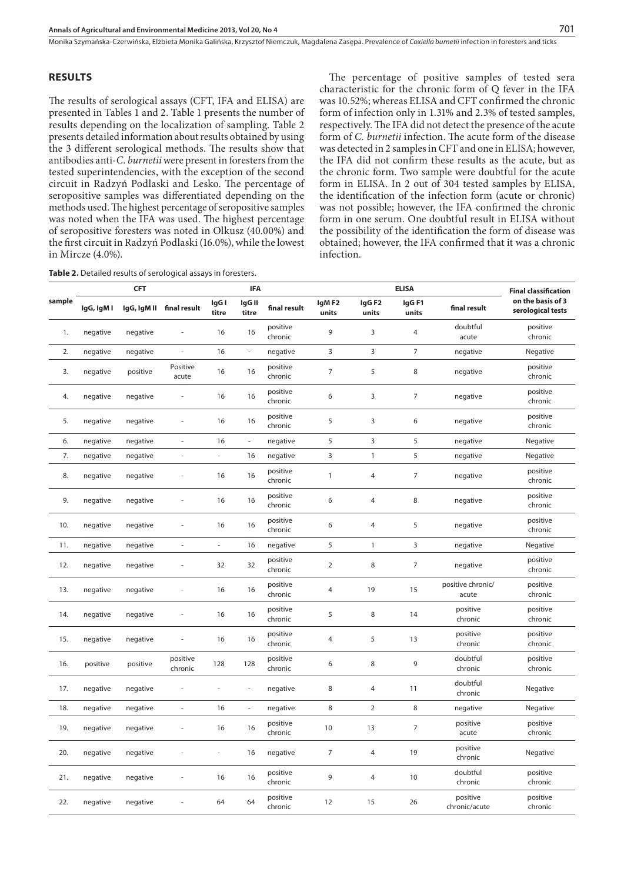## RESULTS

The results of serological assays (CFT, IFA and ELISA) are presented in Tables 1 and 2. Table 1 presents the number of results depending on the localization of sampling. Table 2 presents detailed information about results obtained by using the 3 different serological methods. The results show that antibodies anti-*C. burnetii* were present in foresters from the tested superintendencies, with the exception of the second circuit in Radzyń Podlaski and Lesko. The percentage of seropositive samples was differentiated depending on the methods used. The highest percentage of seropositive samples was noted when the IFA was used. The highest percentage of seropositive foresters was noted in Olkusz (40.00%) and the first circuit in Radzyń Podlaski (16.0%), while the lowest in Mircze (4.0%).

The percentage of positive samples of tested sera characteristic for the chronic form of Q fever in the IFA was 10.52%; whereas ELISA and CFT confirmed the chronic form of infection only in 1.31% and 2.3% of tested samples, respectively. The IFA did not detect the presence of the acute form of *C. burnetii* infection. The acute form of the disease was detected in 2 samples in CFT and one in ELISA; however, the IFA did not confirm these results as the acute, but as the chronic form. Two sample were doubtful for the acute form in ELISA. In 2 out of 304 tested samples by ELISA, the identification of the infection form (acute or chronic) was not possible; however, the IFA confirmed the chronic form in one serum. One doubtful result in ELISA without the possibility of the identification the form of disease was obtained; however, the IFA confirmed that it was a chronic infection.

**Table 2.** Detailed results of serological assays in foresters.

| sample | CFT | | | IFA | | | ELISA | | | | Final classification on the basis of 3 serological tests |
|---|---|---|---|---|---|---|---|---|---|---|---|
| | IgG, IgM I | IgG, IgM II | final result | IgG I titre | IgG II titre | final result | IgM F2 units | IgG F2 units | IgG F1 units | final result | |
| 1. | negative | negative | - | 16 | 16 | positive chronic | 9 | 3 | 4 | doubtful acute | positive chronic |
| 2. | negative | negative | - | 16 | - | negative | 3 | 3 | 7 | negative | Negative |
| 3. | negative | positive | Positive acute | 16 | 16 | positive chronic | 7 | 5 | 8 | negative | positive chronic |
| 4. | negative | negative | - | 16 | 16 | positive chronic | 6 | 3 | 7 | negative | positive chronic |
| 5. | negative | negative | - | 16 | 16 | positive chronic | 5 | 3 | 6 | negative | positive chronic |
| 6. | negative | negative | - | 16 | - | negative | 5 | 3 | 5 | negative | Negative |
| 7. | negative | negative | - | - | 16 | negative | 3 | 1 | 5 | negative | Negative |
| 8. | negative | negative | - | 16 | 16 | positive chronic | 1 | 4 | 7 | negative | positive chronic |
| 9. | negative | negative | - | 16 | 16 | positive chronic | 6 | 4 | 8 | negative | positive chronic |
| 10. | negative | negative | - | 16 | 16 | positive chronic | 6 | 4 | 5 | negative | positive chronic |
| 11. | negative | negative | - | - | 16 | negative | 5 | 1 | 3 | negative | Negative |
| 12. | negative | negative | - | 32 | 32 | positive chronic | 2 | 8 | 7 | negative | positive chronic |
| 13. | negative | negative | - | 16 | 16 | positive chronic | 4 | 19 | 15 | positive chronic/ acute | positive chronic |
| 14. | negative | negative | - | 16 | 16 | positive chronic | 5 | 8 | 14 | positive chronic | positive chronic |
| 15. | negative | negative | - | 16 | 16 | positive chronic | 4 | 5 | 13 | positive chronic | positive chronic |
| 16. | positive | positive | positive chronic | 128 | 128 | positive chronic | 6 | 8 | 9 | doubtful chronic | positive chronic |
| 17. | negative | negative | - | - | - | negative | 8 | 4 | 11 | doubtful chronic | Negative |
| 18. | negative | negative | - | 16 | - | negative | 8 | 2 | 8 | negative | Negative |
| 19. | negative | negative | - | 16 | 16 | positive chronic | 10 | 13 | 7 | positive acute | positive chronic |
| 20. | negative | negative | - | - | 16 | negative | 7 | 4 | 19 | positive chronic | Negative |
| 21. | negative | negative | - | 16 | 16 | positive chronic | 9 | 4 | 10 | doubtful chronic | positive chronic |
| 22. | negative | negative | - | 64 | 64 | positive chronic | 12 | 15 | 26 | positive chronic/acute | positive chronic |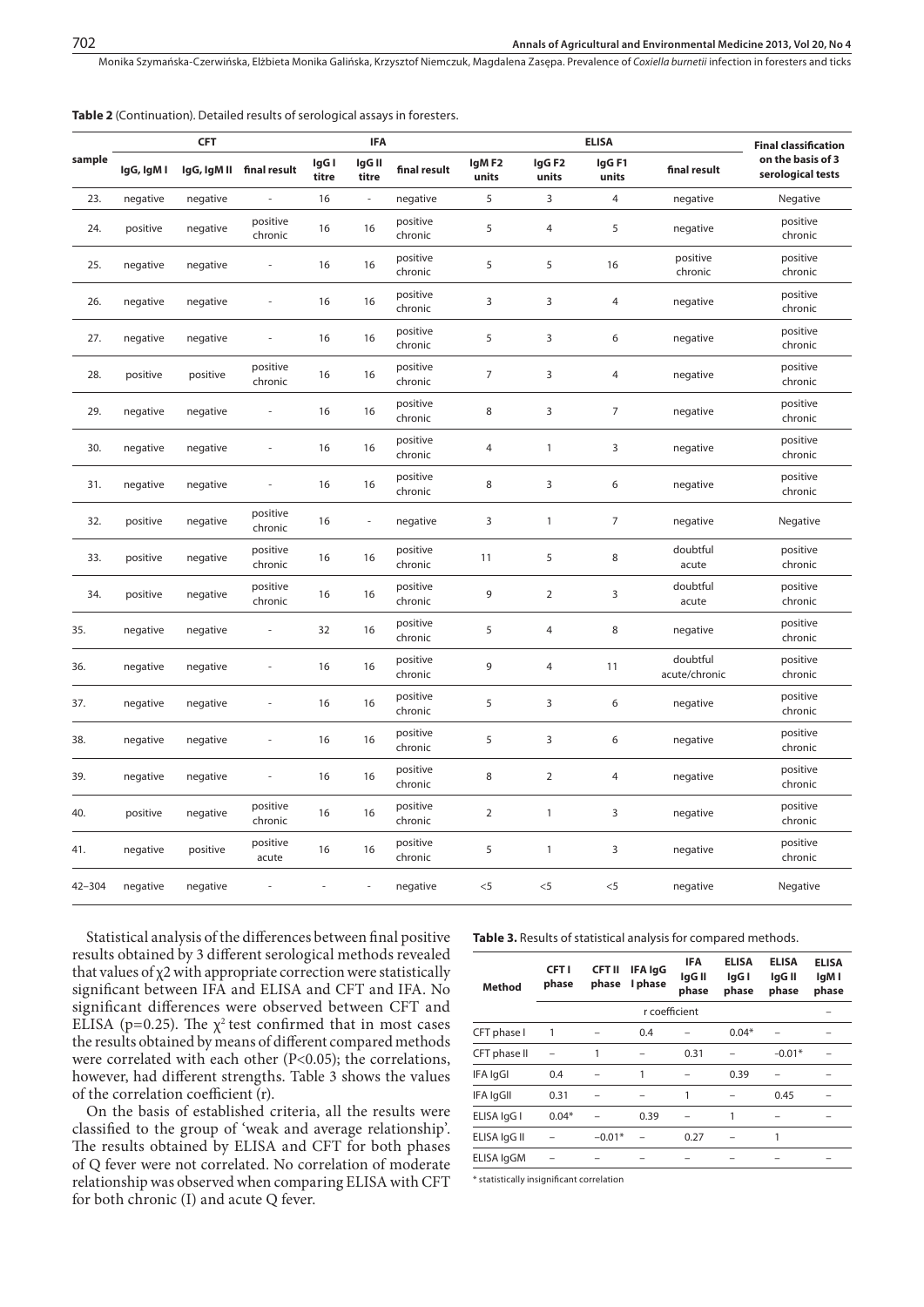**Table 2** (Continuation). Detailed results of serological assays in foresters.

| sample | CFT | | | IFA | | | ELISA | | | | Final classification on the basis of 3 serological tests |
|---|---|---|---|---|---|---|---|---|---|---|---|
| | IgG, IgM I | IgG, IgM II | final result | IgG I titre | IgG II titre | final result | IgM F2 units | IgG F2 units | IgG F1 units | final result | |
| 23. | negative | negative | - | 16 | - | negative | 5 | 3 | 4 | negative | Negative |
| 24. | positive | negative | positive chronic | 16 | 16 | positive chronic | 5 | 4 | 5 | negative | positive chronic |
| 25. | negative | negative | - | 16 | 16 | positive chronic | 5 | 5 | 16 | positive chronic | positive chronic |
| 26. | negative | negative | - | 16 | 16 | positive chronic | 3 | 3 | 4 | negative | positive chronic |
| 27. | negative | negative | - | 16 | 16 | positive chronic | 5 | 3 | 6 | negative | positive chronic |
| 28. | positive | positive | positive chronic | 16 | 16 | positive chronic | 7 | 3 | 4 | negative | positive chronic |
| 29. | negative | negative | - | 16 | 16 | positive chronic | 8 | 3 | 7 | negative | positive chronic |
| 30. | negative | negative | - | 16 | 16 | positive chronic | 4 | 1 | 3 | negative | positive chronic |
| 31. | negative | negative | - | 16 | 16 | positive chronic | 8 | 3 | 6 | negative | positive chronic |
| 32. | positive | negative | positive chronic | 16 | - | negative | 3 | 1 | 7 | negative | Negative |
| 33. | positive | negative | positive chronic | 16 | 16 | positive chronic | 11 | 5 | 8 | doubtful acute | positive chronic |
| 34. | positive | negative | positive chronic | 16 | 16 | positive chronic | 9 | 2 | 3 | doubtful acute | positive chronic |
| 35. | negative | negative | - | 32 | 16 | positive chronic | 5 | 4 | 8 | negative | positive chronic |
| 36. | negative | negative | - | 16 | 16 | positive chronic | 9 | 4 | 11 | doubtful acute/chronic | positive chronic |
| 37. | negative | negative | - | 16 | 16 | positive chronic | 5 | 3 | 6 | negative | positive chronic |
| 38. | negative | negative | - | 16 | 16 | positive chronic | 5 | 3 | 6 | negative | positive chronic |
| 39. | negative | negative | - | 16 | 16 | positive chronic | 8 | 2 | 4 | negative | positive chronic |
| 40. | positive | negative | positive chronic | 16 | 16 | positive chronic | 2 | 1 | 3 | negative | positive chronic |
| 41. | negative | positive | positive acute | 16 | 16 | positive chronic | 5 | 1 | 3 | negative | positive chronic |
| 42–304 | negative | negative | - | - | - | negative | <5 | <5 | <5 | negative | Negative |

Statistical analysis of the differences between final positive results obtained by 3 different serological methods revealed that values of $\chi2$ with appropriate correction were statistically significant between IFA and ELISA and CFT and IFA. No significant differences were observed between CFT and ELISA (p=0.25). The $\chi^2$ test confirmed that in most cases the results obtained by means of different compared methods were correlated with each other (P<0.05); the correlations, however, had different strengths. Table 3 shows the values of the correlation coefficient (r).

On the basis of established criteria, all the results were classified to the group of 'weak and average relationship'. The results obtained by ELISA and CFT for both phases of Q fever were not correlated. No correlation of moderate relationship was observed when comparing ELISA with CFT for both chronic (I) and acute Q fever.

**Table 3.** Results of statistical analysis for compared methods.

| Method | CFT I phase | CFT II phase | IFA IgG I phase | IFA IgG II phase | ELISA IgG I phase | ELISA IgG II phase | ELISA IgM I phase |
|---|---|---|---|---|---|---|---|
| | r coefficient | | | | | | – |
| CFT phase I | 1 | – | 0.4 | – | 0.04* | – | – |
| CFT phase II | – | 1 | – | 0.31 | – | -0.01* | – |
| IFA IgGI | 0.4 | – | 1 | – | 0.39 | – | – |
| IFA IgGII | 0.31 | – | – | 1 | – | 0.45 | – |
| ELISA IgG I | 0.04* | – | 0.39 | – | 1 | – | – |
| ELISA IgG II | – | -0.01* | – | 0.27 | – | 1 | |
| ELISA IgGM | – | – | – | – | – | – | – |

\* statistically insignificant correlation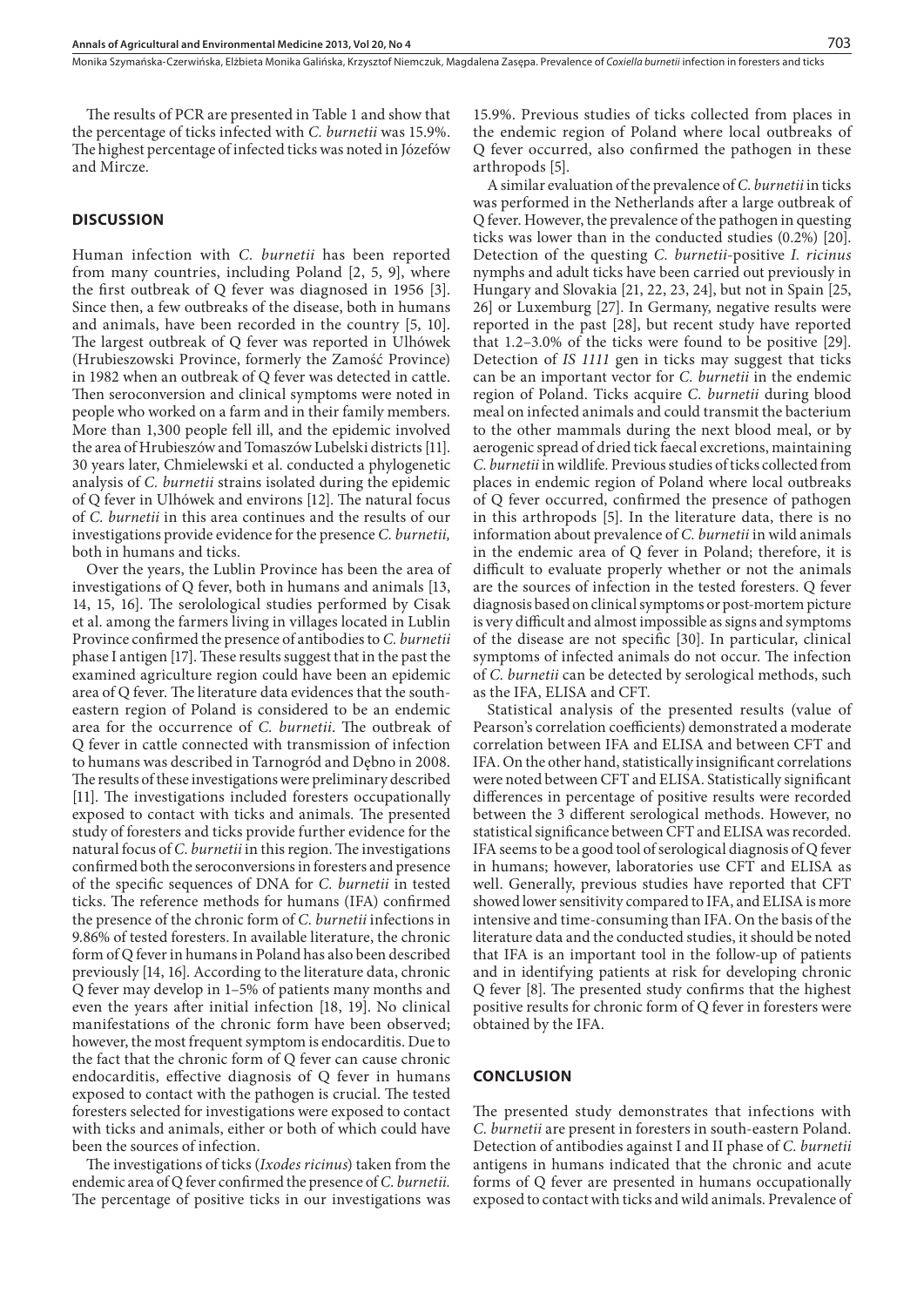The results of PCR are presented in Table 1 and show that the percentage of ticks infected with *C. burnetii* was 15.9%. The highest percentage of infected ticks was noted in Józefów and Mircze.

## DISCUSSION

Human infection with *C. burnetii* has been reported from many countries, including Poland [2, 5, 9], where the first outbreak of Q fever was diagnosed in 1956 [3]. Since then, a few outbreaks of the disease, both in humans and animals, have been recorded in the country [5, 10]. The largest outbreak of Q fever was reported in Ulhówek (Hrubieszowski Province, formerly the Zamość Province) in 1982 when an outbreak of Q fever was detected in cattle. Then seroconversion and clinical symptoms were noted in people who worked on a farm and in their family members. More than 1,300 people fell ill, and the epidemic involved the area of Hrubieszów and Tomaszów Lubelski districts [11]. 30 years later, Chmielewski et al. conducted a phylogenetic analysis of *C. burnetii* strains isolated during the epidemic of Q fever in Ulhówek and environs [12]. The natural focus of *C. burnetii* in this area continues and the results of our investigations provide evidence for the presence *C. burnetii,* both in humans and ticks.

Over the years, the Lublin Province has been the area of investigations of Q fever, both in humans and animals [13, 14, 15, 16]. The serolological studies performed by Cisak et al. among the farmers living in villages located in Lublin Province confirmed the presence of antibodies to *C. burnetii* phase I antigen [17]. These results suggest that in the past the examined agriculture region could have been an epidemic area of Q fever. The literature data evidences that the south-eastern region of Poland is considered to be an endemic area for the occurrence of *C. burnetii*. The outbreak of Q fever in cattle connected with transmission of infection to humans was described in Tarnogród and Dębno in 2008. The results of these investigations were preliminary described [11]. The investigations included foresters occupationally exposed to contact with ticks and animals. The presented study of foresters and ticks provide further evidence for the natural focus of *C. burnetii* in this region. The investigations confirmed both the seroconversions in foresters and presence of the specific sequences of DNA for *C. burnetii* in tested ticks. The reference methods for humans (IFA) confirmed the presence of the chronic form of *C. burnetii* infections in 9.86% of tested foresters. In available literature, the chronic form of Q fever in humans in Poland has also been described previously [14, 16]. According to the literature data, chronic Q fever may develop in 1–5% of patients many months and even the years after initial infection [18, 19]. No clinical manifestations of the chronic form have been observed; however, the most frequent symptom is endocarditis. Due to the fact that the chronic form of Q fever can cause chronic endocarditis, effective diagnosis of Q fever in humans exposed to contact with the pathogen is crucial. The tested foresters selected for investigations were exposed to contact with ticks and animals, either or both of which could have been the sources of infection.

The investigations of ticks (*Ixodes ricinus*) taken from the endemic area of Q fever confirmed the presence of *C. burnetii.* The percentage of positive ticks in our investigations was 15.9%. Previous studies of ticks collected from places in the endemic region of Poland where local outbreaks of Q fever occurred, also confirmed the pathogen in these arthropods [5].

A similar evaluation of the prevalence of *C. burnetii* in ticks was performed in the Netherlands after a large outbreak of Q fever. However, the prevalence of the pathogen in questing ticks was lower than in the conducted studies (0.2%) [20]. Detection of the questing *C. burnetii*-positive *I. ricinus* nymphs and adult ticks have been carried out previously in Hungary and Slovakia [21, 22, 23, 24], but not in Spain [25, 26] or Luxemburg [27]. In Germany, negative results were reported in the past [28], but recent study have reported that 1.2–3.0% of the ticks were found to be positive [29]. Detection of *IS 1111* gen in ticks may suggest that ticks can be an important vector for *C. burnetii* in the endemic region of Poland. Ticks acquire *C. burnetii* during blood meal on infected animals and could transmit the bacterium to the other mammals during the next blood meal, or by aerogenic spread of dried tick faecal excretions, maintaining *C. burnetii* in wildlife. Previous studies of ticks collected from places in endemic region of Poland where local outbreaks of Q fever occurred, confirmed the presence of pathogen in this arthropods [5]. In the literature data, there is no information about prevalence of *C. burnetii* in wild animals in the endemic area of Q fever in Poland; therefore, it is difficult to evaluate properly whether or not the animals are the sources of infection in the tested foresters. Q fever diagnosis based on clinical symptoms or post-mortem picture is very difficult and almost impossible as signs and symptoms of the disease are not specific [30]. In particular, clinical symptoms of infected animals do not occur. The infection of *C. burnetii* can be detected by serological methods, such as the IFA, ELISA and CFT.

Statistical analysis of the presented results (value of Pearson's correlation coefficients) demonstrated a moderate correlation between IFA and ELISA and between CFT and IFA. On the other hand, statistically insignificant correlations were noted between CFT and ELISA. Statistically significant differences in percentage of positive results were recorded between the 3 different serological methods. However, no statistical significance between CFT and ELISA was recorded. IFA seems to be a good tool of serological diagnosis of Q fever in humans; however, laboratories use CFT and ELISA as well. Generally, previous studies have reported that CFT showed lower sensitivity compared to IFA, and ELISA is more intensive and time-consuming than IFA. On the basis of the literature data and the conducted studies, it should be noted that IFA is an important tool in the follow-up of patients and in identifying patients at risk for developing chronic Q fever [8]. The presented study confirms that the highest positive results for chronic form of Q fever in foresters were obtained by the IFA.

## CONCLUSION

The presented study demonstrates that infections with *C. burnetii* are present in foresters in south-eastern Poland. Detection of antibodies against I and II phase of *C. burnetii* antigens in humans indicated that the chronic and acute forms of Q fever are presented in humans occupationally exposed to contact with ticks and wild animals. Prevalence of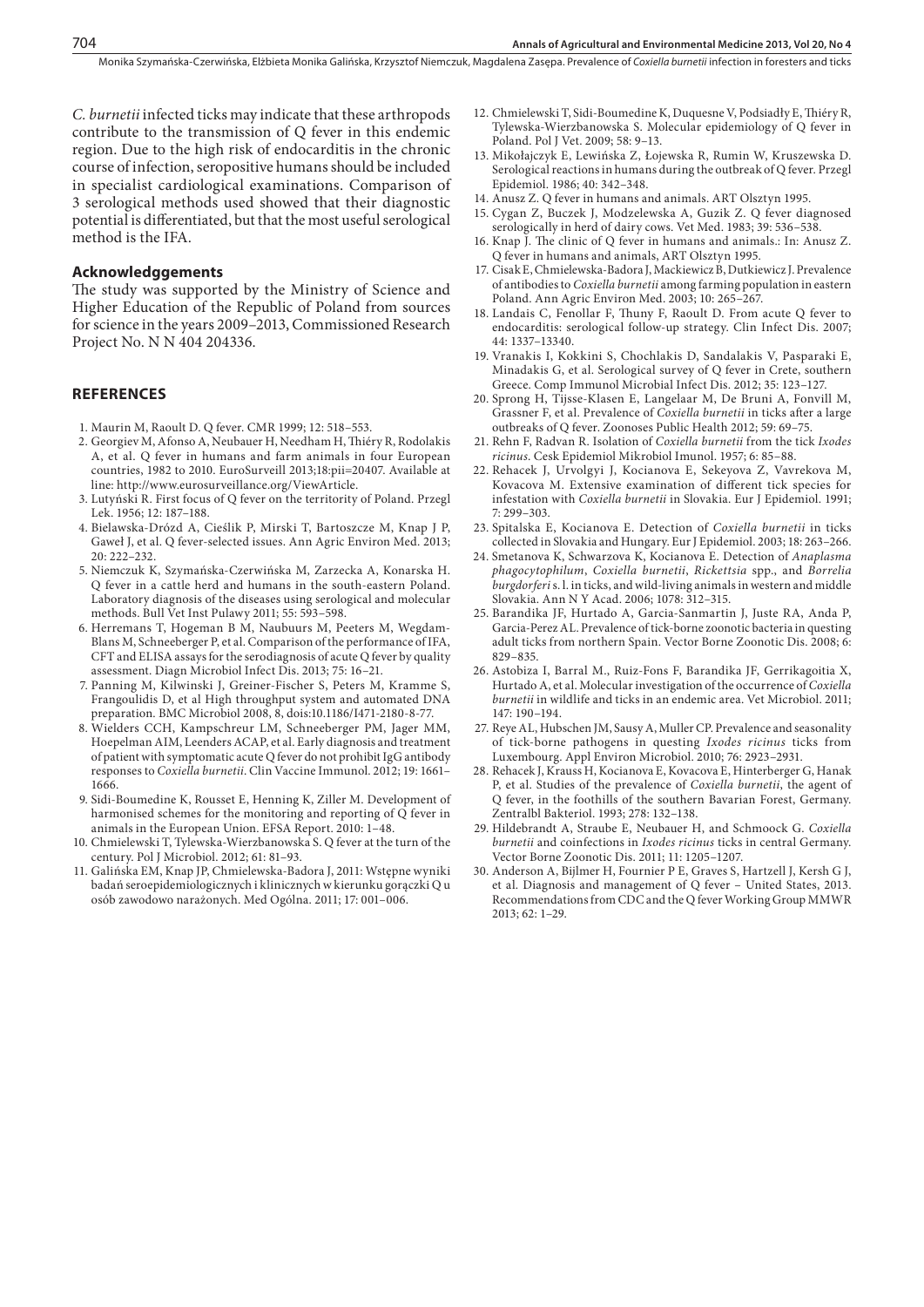*C. burnetii* infected ticks may indicate that these arthropods contribute to the transmission of Q fever in this endemic region. Due to the high risk of endocarditis in the chronic course of infection, seropositive humans should be included in specialist cardiological examinations. Comparison of 3 serological methods used showed that their diagnostic potential is differentiated, but that the most useful serological method is the IFA.

## Acknowledggements

The study was supported by the Ministry of Science and Higher Education of the Republic of Poland from sources for science in the years 2009–2013, Commissioned Research Project No. N N 404 204336.

## REFERENCES

1. Maurin M, Raoult D. Q fever. CMR 1999; 12: 518–553.
2. Georgiev M, Afonso A, Neubauer H, Needham H, Thiéry R, Rodolakis A, et al. Q fever in humans and farm animals in four European countries, 1982 to 2010. EuroSurveill 2013;18:pii=20407. Available at line: http://www.eurosurveillance.org/ViewArticle.
3. Lutyński R. First focus of Q fever on the territority of Poland. Przegl Lek. 1956; 12: 187–188.
4. Bielawska-Drózd A, Cieślik P, Mirski T, Bartoszcze M, Knap J P, Gaweł J, et al. Q fever-selected issues. Ann Agric Environ Med. 2013; 20: 222–232.
5. Niemczuk K, Szymańska-Czerwińska M, Zarzecka A, Konarska H. Q fever in a cattle herd and humans in the south-eastern Poland. Laboratory diagnosis of the diseases using serological and molecular methods. Bull Vet Inst Pulawy 2011; 55: 593–598.
6. Herremans T, Hogeman B M, Naubuurs M, Peeters M, Wegdam-Blans M, Schneeberger P, et al. Comparison of the performance of IFA, CFT and ELISA assays for the serodiagnosis of acute Q fever by quality assessment. Diagn Microbiol Infect Dis. 2013; 75: 16–21.
7. Panning M, Kilwinski J, Greiner-Fischer S, Peters M, Kramme S, Frangoulidis D, et al High throughput system and automated DNA preparation. BMC Microbiol 2008, 8, dois:10.1186/I471-2180-8-77.
8. Wielders CCH, Kampschreur LM, Schneeberger PM, Jager MM, Hoepelman AIM, Leenders ACAP, et al. Early diagnosis and treatment of patient with symptomatic acute Q fever do not prohibit IgG antibody responses to *Coxiella burnetii*. Clin Vaccine Immunol. 2012; 19: 1661–1666.
9. Sidi-Boumedine K, Rousset E, Henning K, Ziller M. Development of harmonised schemes for the monitoring and reporting of Q fever in animals in the European Union. EFSA Report. 2010: 1–48.
10. Chmielewski T, Tylewska-Wierzbanowska S. Q fever at the turn of the century. Pol J Microbiol. 2012; 61: 81–93.
11. Galińska EM, Knap JP, Chmielewska-Badora J, 2011: Wstępne wyniki badań seroepidemiologicznych i klinicznych w kierunku gorączki Q u osób zawodowo narażonych. Med Ogólna. 2011; 17: 001–006.
12. Chmielewski T, Sidi-Boumedine K, Duquesne V, Podsiadły E, Thiéry R, Tylewska-Wierzbanowska S. Molecular epidemiology of Q fever in Poland. Pol J Vet. 2009; 58: 9–13.
13. Mikołajczyk E, Lewińska Z, Łojewska R, Rumin W, Kruszewska D. Serological reactions in humans during the outbreak of Q fever. Przegl Epidemiol. 1986; 40: 342–348.
14. Anusz Z. Q fever in humans and animals. ART Olsztyn 1995.
15. Cygan Z, Buczek J, Modzelewska A, Guzik Z. Q fever diagnosed serologically in herd of dairy cows. Vet Med. 1983; 39: 536–538.
16. Knap J. The clinic of Q fever in humans and animals.: In: Anusz Z. Q fever in humans and animals, ART Olsztyn 1995.
17. Cisak E, Chmielewska-Badora J, Mackiewicz B, Dutkiewicz J. Prevalence of antibodies to *Coxiella burnetii* among farming population in eastern Poland. Ann Agric Environ Med. 2003; 10: 265–267.
18. Landais C, Fenollar F, Thuny F, Raoult D. From acute Q fever to endocarditis: serological follow-up strategy. Clin Infect Dis. 2007; 44: 1337–13340.
19. Vranakis I, Kokkini S, Chochlakis D, Sandalakis V, Pasparaki E, Minadakis G, et al. Serological survey of Q fever in Crete, southern Greece. Comp Immunol Microbial Infect Dis. 2012; 35: 123–127.
20. Sprong H, Tijsse-Klasen E, Langelaar M, De Bruni A, Fonvill M, Grassner F, et al. Prevalence of *Coxiella burnetii* in ticks after a large outbreaks of Q fever. Zoonoses Public Health 2012; 59: 69–75.
21. Rehn F, Radvan R. Isolation of *Coxiella burnetii* from the tick *Ixodes ricinus*. Cesk Epidemiol Mikrobiol Imunol. 1957; 6: 85–88.
22. Rehacek J, Urvolgyi J, Kocianova E, Sekeyova Z, Vavrekova M, Kovacova M. Extensive examination of different tick species for infestation with *Coxiella burnetii* in Slovakia. Eur J Epidemiol. 1991; 7: 299–303.
23. Spitalska E, Kocianova E. Detection of *Coxiella burnetii* in ticks collected in Slovakia and Hungary. Eur J Epidemiol. 2003; 18: 263–266.
24. Smetanova K, Schwarzova K, Kocianova E. Detection of *Anaplasma phagocytophilum*, *Coxiella burnetii*, *Rickettsia* spp., and *Borrelia burgdorferi* s. l. in ticks, and wild-living animals in western and middle Slovakia. Ann N Y Acad. 2006; 1078: 312–315.
25. Barandika JF, Hurtado A, Garcia-Sanmartin J, Juste RA, Anda P, Garcia-Perez AL. Prevalence of tick-borne zoonotic bacteria in questing adult ticks from northern Spain. Vector Borne Zoonotic Dis. 2008; 6: 829–835.
26. Astobiza I, Barral M., Ruiz-Fons F, Barandika JF, Gerrikagoitia X, Hurtado A, et al. Molecular investigation of the occurrence of *Coxiella burnetii* in wildlife and ticks in an endemic area. Vet Microbiol. 2011; 147: 190–194.
27. Reye AL, Hubschen JM, Sausy A, Muller CP. Prevalence and seasonality of tick-borne pathogens in questing *Ixodes ricinus* ticks from Luxembourg. Appl Environ Microbiol. 2010; 76: 2923–2931.
28. Rehacek J, Krauss H, Kocianova E, Kovacova E, Hinterberger G, Hanak P, et al. Studies of the prevalence of *Coxiella burnetii*, the agent of Q fever, in the foothills of the southern Bavarian Forest, Germany. Zentralbl Bakteriol. 1993; 278: 132–138.
29. Hildebrandt A, Straube E, Neubauer H, and Schmoock G. *Coxiella burnetii* and coinfections in *Ixodes ricinus* ticks in central Germany. Vector Borne Zoonotic Dis. 2011; 11: 1205–1207.
30. Anderson A, Bijlmer H, Fournier P E, Graves S, Hartzell J, Kersh G J, et al. Diagnosis and management of Q fever – United States, 2013. Recommendations from CDC and the Q fever Working Group MMWR 2013; 62: 1–29.